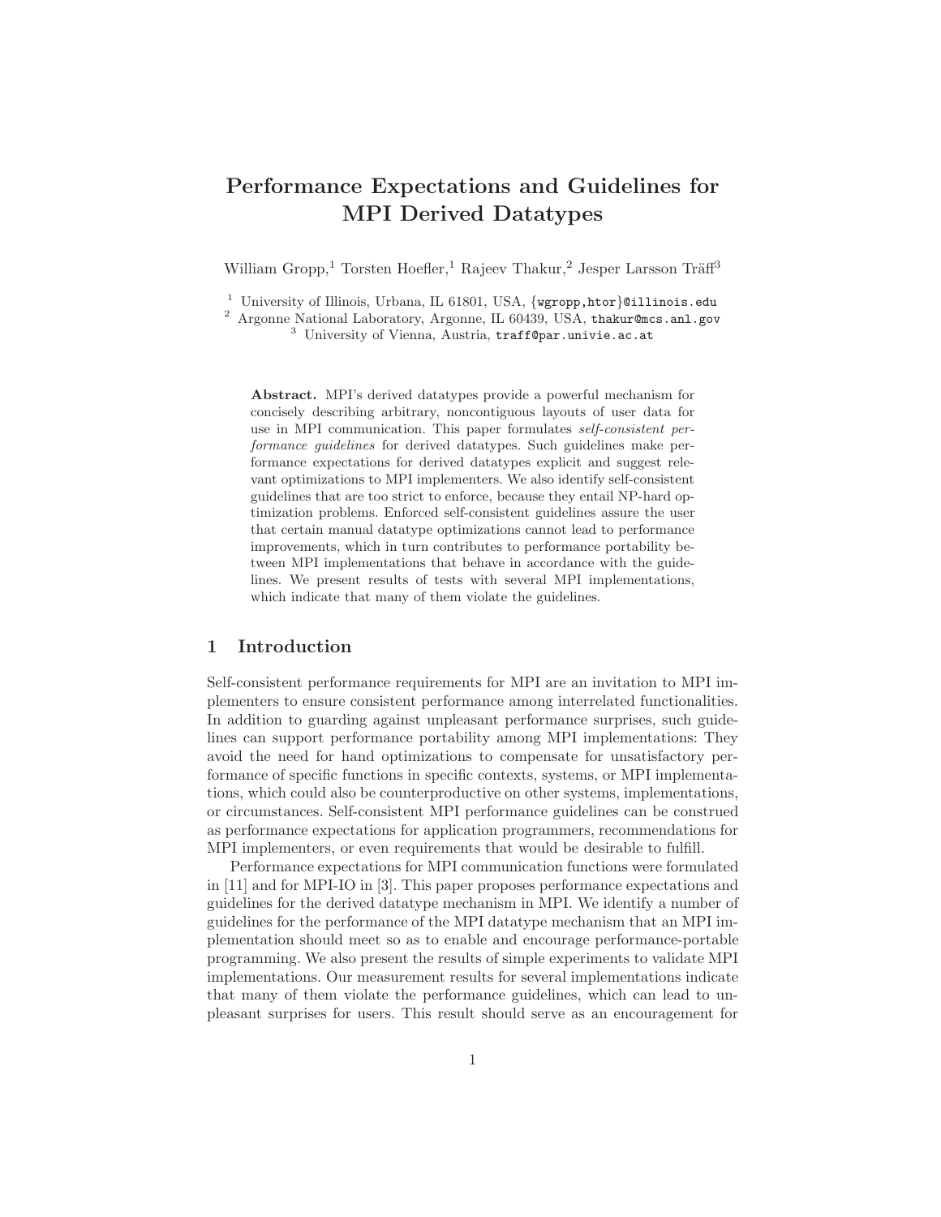# Performance Expectations and Guidelines for MPI Derived Datatypes

William Gropp,[1] Torsten Hoefler,[1] Rajeev Thakur,[2] Jesper Larsson Träff[3]

[1] University of Illinois, Urbana, IL 61801, USA, {wgropp,htor}@illinois.edu
[2] Argonne National Laboratory, Argonne, IL 60439, USA, thakur@mcs.anl.gov
[3] University of Vienna, Austria, traff@par.univie.ac.at

**Abstract.** MPI's derived datatypes provide a powerful mechanism for concisely describing arbitrary, noncontiguous layouts of user data for use in MPI communication. This paper formulates *self-consistent performance guidelines* for derived datatypes. Such guidelines make performance expectations for derived datatypes explicit and suggest relevant optimizations to MPI implementers. We also identify self-consistent guidelines that are too strict to enforce, because they entail NP-hard optimization problems. Enforced self-consistent guidelines assure the user that certain manual datatype optimizations cannot lead to performance improvements, which in turn contributes to performance portability between MPI implementations that behave in accordance with the guidelines. We present results of tests with several MPI implementations, which indicate that many of them violate the guidelines.

## 1 Introduction

Self-consistent performance requirements for MPI are an invitation to MPI implementers to ensure consistent performance among interrelated functionalities. In addition to guarding against unpleasant performance surprises, such guidelines can support performance portability among MPI implementations: They avoid the need for hand optimizations to compensate for unsatisfactory performance of specific functions in specific contexts, systems, or MPI implementations, which could also be counterproductive on other systems, implementations, or circumstances. Self-consistent MPI performance guidelines can be construed as performance expectations for application programmers, recommendations for MPI implementers, or even requirements that would be desirable to fulfill.

Performance expectations for MPI communication functions were formulated in [11] and for MPI-IO in [3]. This paper proposes performance expectations and guidelines for the derived datatype mechanism in MPI. We identify a number of guidelines for the performance of the MPI datatype mechanism that an MPI implementation should meet so as to enable and encourage performance-portable programming. We also present the results of simple experiments to validate MPI implementations. Our measurement results for several implementations indicate that many of them violate the performance guidelines, which can lead to unpleasant surprises for users. This result should serve as an encouragement for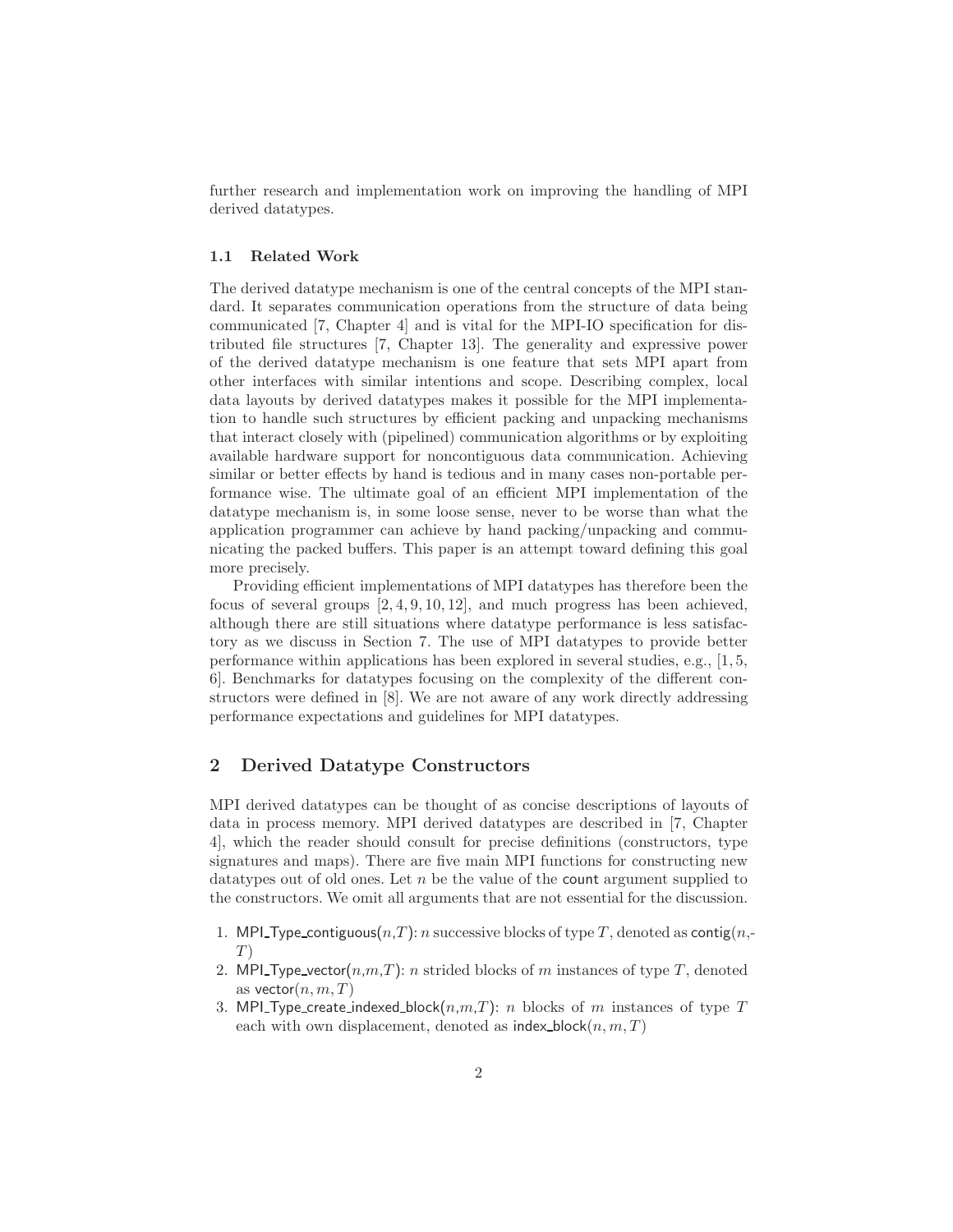further research and implementation work on improving the handling of MPI derived datatypes.

### 1.1 Related Work

The derived datatype mechanism is one of the central concepts of the MPI standard. It separates communication operations from the structure of data being communicated [7, Chapter 4] and is vital for the MPI-IO specification for distributed file structures [7, Chapter 13]. The generality and expressive power of the derived datatype mechanism is one feature that sets MPI apart from other interfaces with similar intentions and scope. Describing complex, local data layouts by derived datatypes makes it possible for the MPI implementation to handle such structures by efficient packing and unpacking mechanisms that interact closely with (pipelined) communication algorithms or by exploiting available hardware support for noncontiguous data communication. Achieving similar or better effects by hand is tedious and in many cases non-portable performance wise. The ultimate goal of an efficient MPI implementation of the datatype mechanism is, in some loose sense, never to be worse than what the application programmer can achieve by hand packing/unpacking and communicating the packed buffers. This paper is an attempt toward defining this goal more precisely.

Providing efficient implementations of MPI datatypes has therefore been the focus of several groups [2, 4, 9, 10, 12], and much progress has been achieved, although there are still situations where datatype performance is less satisfactory as we discuss in Section 7. The use of MPI datatypes to provide better performance within applications has been explored in several studies, e.g., [1, 5, 6]. Benchmarks for datatypes focusing on the complexity of the different constructors were defined in [8]. We are not aware of any work directly addressing performance expectations and guidelines for MPI datatypes.

## 2 Derived Datatype Constructors

MPI derived datatypes can be thought of as concise descriptions of layouts of data in process memory. MPI derived datatypes are described in [7, Chapter 4], which the reader should consult for precise definitions (constructors, type signatures and maps). There are five main MPI functions for constructing new datatypes out of old ones. Let $n$ be the value of the count argument supplied to the constructors. We omit all arguments that are not essential for the discussion.

1. MPI_Type_contiguous($n$,$T$): $n$ successive blocks of type $T$, denoted as contig($n$,$T$)
2. MPI_Type_vector($n$,$m$,$T$): $n$ strided blocks of $m$ instances of type $T$, denoted as vector($n, m, T$)
3. MPI_Type_create_indexed_block($n$,$m$,$T$): $n$ blocks of $m$ instances of type $T$ each with own displacement, denoted as index_block($n, m, T$)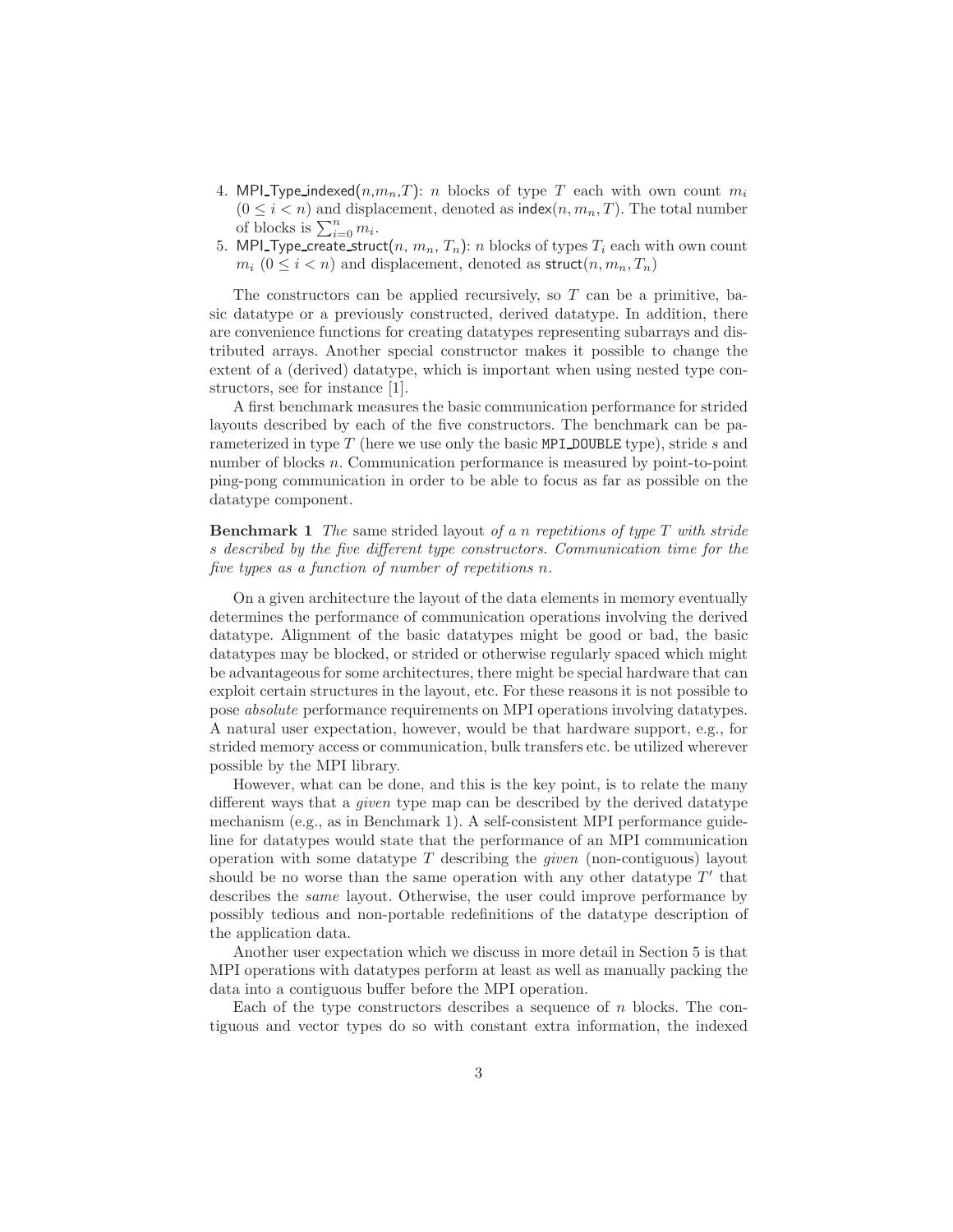4. MPI_Type_indexed($n$,$m_n$,$T$): $n$ blocks of type $T$ each with own count $m_i$ ($0 \leq i < n$) and displacement, denoted as index($n, m_n, T$). The total number of blocks is $\sum_{i=0}^{n} m_i$.
5. MPI_Type_create_struct($n$, $m_n$, $T_n$): $n$ blocks of types $T_i$ each with own count $m_i$ ($0 \leq i < n$) and displacement, denoted as struct($n, m_n, T_n$)

The constructors can be applied recursively, so $T$ can be a primitive, basic datatype or a previously constructed, derived datatype. In addition, there are convenience functions for creating datatypes representing subarrays and distributed arrays. Another special constructor makes it possible to change the extent of a (derived) datatype, which is important when using nested type constructors, see for instance [1].

A first benchmark measures the basic communication performance for strided layouts described by each of the five constructors. The benchmark can be parameterized in type $T$ (here we use only the basic `MPI_DOUBLE` type), stride $s$ and number of blocks $n$. Communication performance is measured by point-to-point ping-pong communication in order to be able to focus as far as possible on the datatype component.

**Benchmark 1** *The* same strided layout *of a $n$ repetitions of type $T$ with stride $s$ described by the five different type constructors. Communication time for the five types as a function of number of repetitions $n$.*

On a given architecture the layout of the data elements in memory eventually determines the performance of communication operations involving the derived datatype. Alignment of the basic datatypes might be good or bad, the basic datatypes may be blocked, or strided or otherwise regularly spaced which might be advantageous for some architectures, there might be special hardware that can exploit certain structures in the layout, etc. For these reasons it is not possible to pose *absolute* performance requirements on MPI operations involving datatypes. A natural user expectation, however, would be that hardware support, e.g., for strided memory access or communication, bulk transfers etc. be utilized wherever possible by the MPI library.

However, what can be done, and this is the key point, is to relate the many different ways that a *given* type map can be described by the derived datatype mechanism (e.g., as in Benchmark 1). A self-consistent MPI performance guideline for datatypes would state that the performance of an MPI communication operation with some datatype $T$ describing the *given* (non-contiguous) layout should be no worse than the same operation with any other datatype $T'$ that describes the *same* layout. Otherwise, the user could improve performance by possibly tedious and non-portable redefinitions of the datatype description of the application data.

Another user expectation which we discuss in more detail in Section 5 is that MPI operations with datatypes perform at least as well as manually packing the data into a contiguous buffer before the MPI operation.

Each of the type constructors describes a sequence of $n$ blocks. The contiguous and vector types do so with constant extra information, the indexed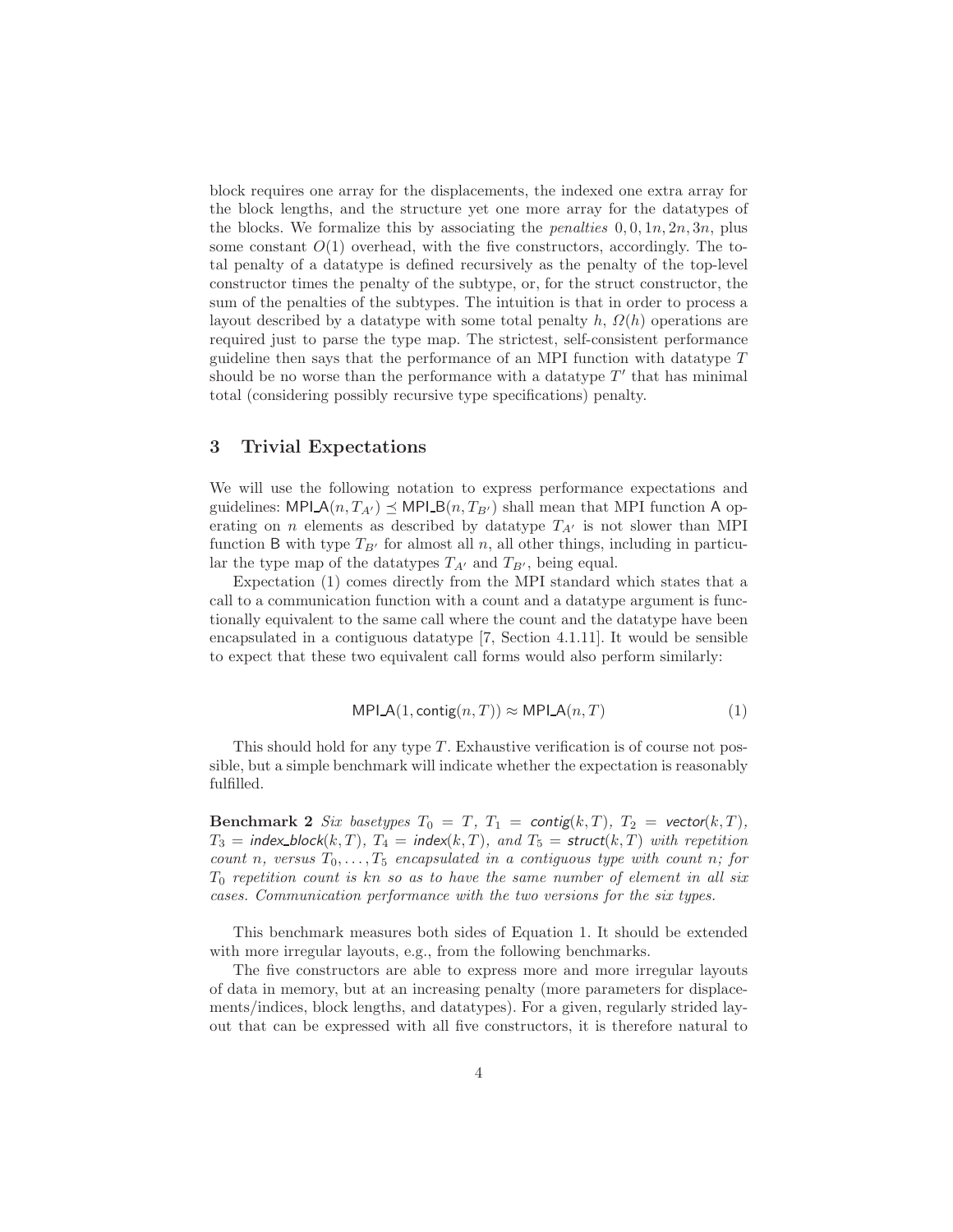block requires one array for the displacements, the indexed one extra array for the block lengths, and the structure yet one more array for the datatypes of the blocks. We formalize this by associating the *penalties* $0, 0, 1n, 2n, 3n$, plus some constant $O(1)$ overhead, with the five constructors, accordingly. The total penalty of a datatype is defined recursively as the penalty of the top-level constructor times the penalty of the subtype, or, for the struct constructor, the sum of the penalties of the subtypes. The intuition is that in order to process a layout described by a datatype with some total penalty $h$, $\Omega(h)$ operations are required just to parse the type map. The strictest, self-consistent performance guideline then says that the performance of an MPI function with datatype $T$ should be no worse than the performance with a datatype $T'$ that has minimal total (considering possibly recursive type specifications) penalty.

## 3 Trivial Expectations

We will use the following notation to express performance expectations and guidelines: $\mathsf{MPI\_A}(n, T_{A'}) \preceq \mathsf{MPI\_B}(n, T_{B'})$ shall mean that MPI function A operating on $n$ elements as described by datatype $T_{A'}$ is not slower than MPI function B with type $T_{B'}$ for almost all $n$, all other things, including in particular the type map of the datatypes $T_{A'}$ and $T_{B'}$, being equal.

Expectation (1) comes directly from the MPI standard which states that a call to a communication function with a count and a datatype argument is functionally equivalent to the same call where the count and the datatype have been encapsulated in a contiguous datatype [7, Section 4.1.11]. It would be sensible to expect that these two equivalent call forms would also perform similarly:

$$\mathsf{MPI\_A}(1, \mathsf{contig}(n, T)) \approx \mathsf{MPI\_A}(n, T) \tag{1}$$

This should hold for any type $T$. Exhaustive verification is of course not possible, but a simple benchmark will indicate whether the expectation is reasonably fulfilled.

**Benchmark 2** *Six basetypes $T_0 = T$, $T_1 = \mathsf{contig}(k, T)$, $T_2 = \mathsf{vector}(k, T)$, $T_3 = \mathsf{index\_block}(k, T)$, $T_4 = \mathsf{index}(k, T)$, and $T_5 = \mathsf{struct}(k, T)$ with repetition count $n$, versus $T_0, \ldots, T_5$ encapsulated in a contiguous type with count $n$; for $T_0$ repetition count is $kn$ so as to have the same number of element in all six cases. Communication performance with the two versions for the six types.*

This benchmark measures both sides of Equation 1. It should be extended with more irregular layouts, e.g., from the following benchmarks.

The five constructors are able to express more and more irregular layouts of data in memory, but at an increasing penalty (more parameters for displacements/indices, block lengths, and datatypes). For a given, regularly strided layout that can be expressed with all five constructors, it is therefore natural to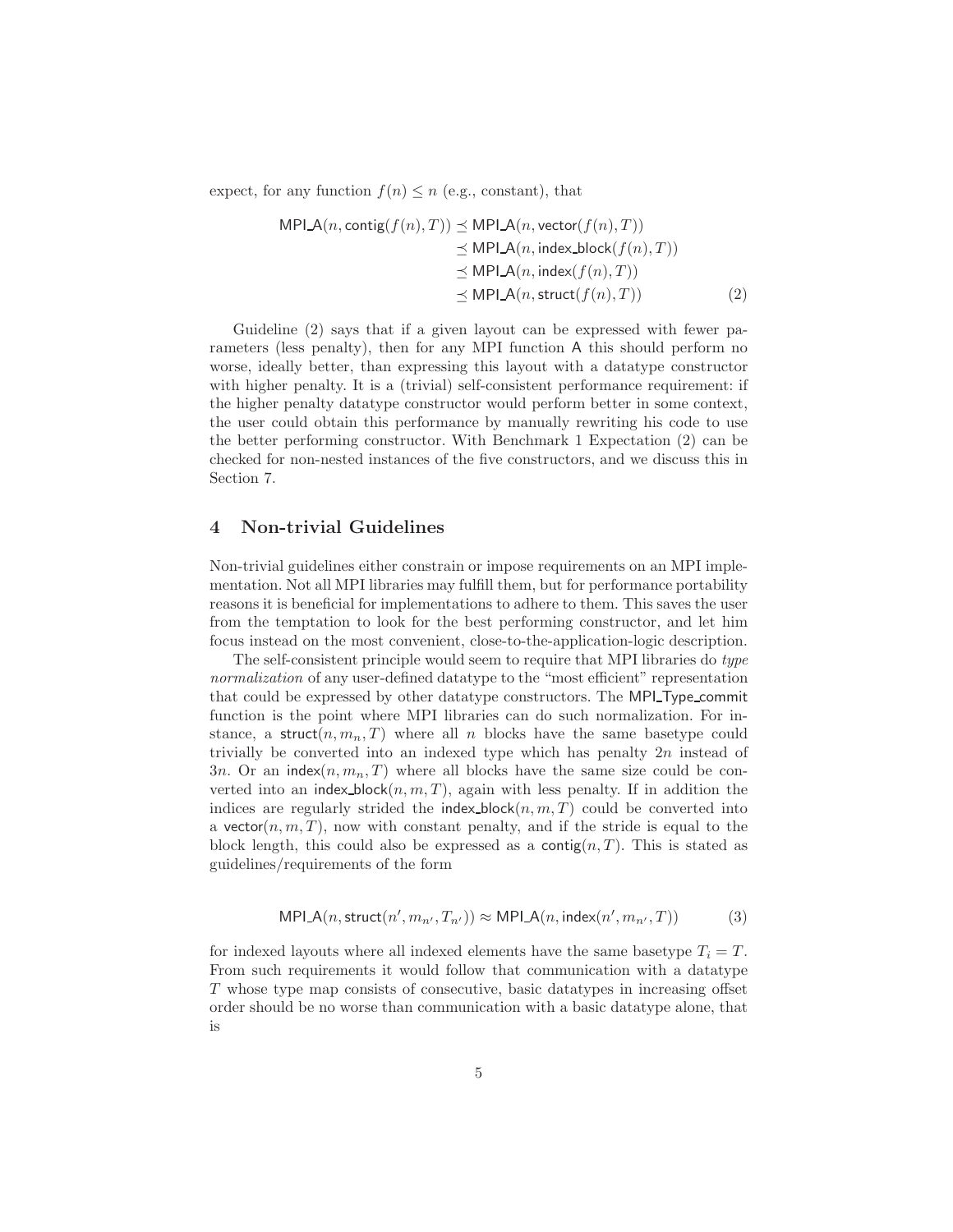expect, for any function $f(n) \leq n$ (e.g., constant), that

$$
\begin{aligned}
\mathsf{MPI\_A}(n, \mathsf{contig}(f(n), T)) &\preceq \mathsf{MPI\_A}(n, \mathsf{vector}(f(n), T)) \\
&\preceq \mathsf{MPI\_A}(n, \mathsf{index\_block}(f(n), T)) \\
&\preceq \mathsf{MPI\_A}(n, \mathsf{index}(f(n), T)) \\
&\preceq \mathsf{MPI\_A}(n, \mathsf{struct}(f(n), T))
\end{aligned} \tag{2}
$$

Guideline (2) says that if a given layout can be expressed with fewer parameters (less penalty), then for any MPI function A this should perform no worse, ideally better, than expressing this layout with a datatype constructor with higher penalty. It is a (trivial) self-consistent performance requirement: if the higher penalty datatype constructor would perform better in some context, the user could obtain this performance by manually rewriting his code to use the better performing constructor. With Benchmark 1 Expectation (2) can be checked for non-nested instances of the five constructors, and we discuss this in Section 7.

## 4 Non-trivial Guidelines

Non-trivial guidelines either constrain or impose requirements on an MPI implementation. Not all MPI libraries may fulfill them, but for performance portability reasons it is beneficial for implementations to adhere to them. This saves the user from the temptation to look for the best performing constructor, and let him focus instead on the most convenient, close-to-the-application-logic description.

The self-consistent principle would seem to require that MPI libraries do *type normalization* of any user-defined datatype to the "most efficient" representation that could be expressed by other datatype constructors. The MPI_Type_commit function is the point where MPI libraries can do such normalization. For instance, a $\mathsf{struct}(n, m_n, T)$ where all $n$ blocks have the same basetype could trivially be converted into an indexed type which has penalty $2n$ instead of $3n$. Or an $\mathsf{index}(n, m_n, T)$ where all blocks have the same size could be converted into an $\mathsf{index\_block}(n, m, T)$, again with less penalty. If in addition the indices are regularly strided the $\mathsf{index\_block}(n, m, T)$ could be converted into a $\mathsf{vector}(n, m, T)$, now with constant penalty, and if the stride is equal to the block length, this could also be expressed as a $\mathsf{contig}(n, T)$. This is stated as guidelines/requirements of the form

$$
\mathsf{MPI\_A}(n, \mathsf{struct}(n', m_{n'}, T_{n'})) \approx \mathsf{MPI\_A}(n, \mathsf{index}(n', m_{n'}, T)) \tag{3}
$$

for indexed layouts where all indexed elements have the same basetype $T_i = T$. From such requirements it would follow that communication with a datatype $T$ whose type map consists of consecutive, basic datatypes in increasing offset order should be no worse than communication with a basic datatype alone, that is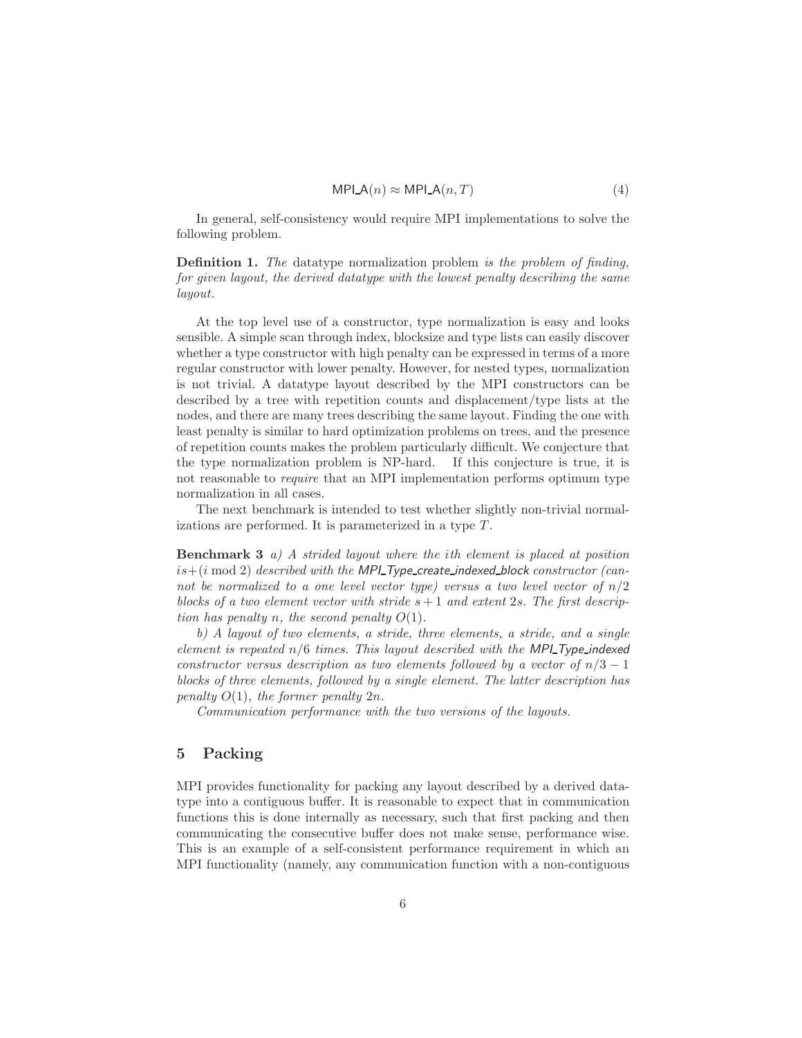$$\mathsf{MPI\_A}(n) \approx \mathsf{MPI\_A}(n, T) \tag{4}$$

In general, self-consistency would require MPI implementations to solve the following problem.

**Definition 1.** *The* datatype normalization problem *is the problem of finding, for given layout, the derived datatype with the lowest penalty describing the same layout.*

At the top level use of a constructor, type normalization is easy and looks sensible. A simple scan through index, blocksize and type lists can easily discover whether a type constructor with high penalty can be expressed in terms of a more regular constructor with lower penalty. However, for nested types, normalization is not trivial. A datatype layout described by the MPI constructors can be described by a tree with repetition counts and displacement/type lists at the nodes, and there are many trees describing the same layout. Finding the one with least penalty is similar to hard optimization problems on trees, and the presence of repetition counts makes the problem particularly difficult. We conjecture that the type normalization problem is NP-hard. If this conjecture is true, it is not reasonable to *require* that an MPI implementation performs optimum type normalization in all cases.

The next benchmark is intended to test whether slightly non-trivial normalizations are performed. It is parameterized in a type $T$.

**Benchmark 3** *a) A strided layout where the ith element is placed at position $is+(i \bmod 2)$ described with the* MPI_Type_create_indexed_block *constructor (cannot be normalized to a one level vector type) versus a two level vector of $n/2$ blocks of a two element vector with stride $s+1$ and extent $2s$. The first description has penalty $n$, the second penalty $O(1)$.*

*b) A layout of two elements, a stride, three elements, a stride, and a single element is repeated $n/6$ times. This layout described with the* MPI_Type_indexed *constructor versus description as two elements followed by a vector of $n/3-1$ blocks of three elements, followed by a single element. The latter description has penalty $O(1)$, the former penalty $2n$.*

*Communication performance with the two versions of the layouts.*

## 5 Packing

MPI provides functionality for packing any layout described by a derived datatype into a contiguous buffer. It is reasonable to expect that in communication functions this is done internally as necessary, such that first packing and then communicating the consecutive buffer does not make sense, performance wise. This is an example of a self-consistent performance requirement in which an MPI functionality (namely, any communication function with a non-contiguous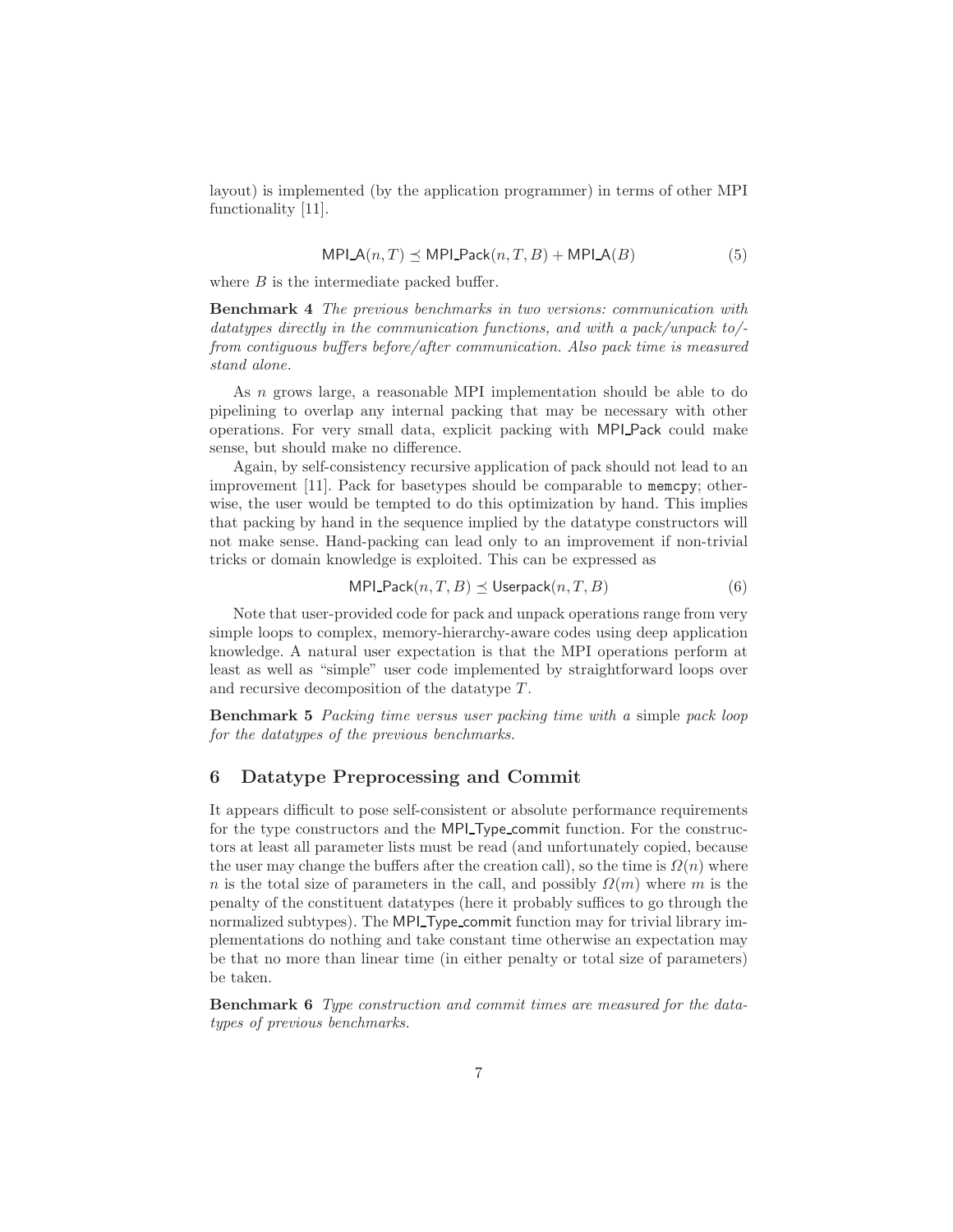layout) is implemented (by the application programmer) in terms of other MPI functionality [11].

$$\mathsf{MPI\_A}(n, T) \preceq \mathsf{MPI\_Pack}(n, T, B) + \mathsf{MPI\_A}(B) \tag{5}$$

where $B$ is the intermediate packed buffer.

**Benchmark 4** *The previous benchmarks in two versions: communication with datatypes directly in the communication functions, and with a pack/unpack to/-from contiguous buffers before/after communication. Also pack time is measured stand alone.*

As $n$ grows large, a reasonable MPI implementation should be able to do pipelining to overlap any internal packing that may be necessary with other operations. For very small data, explicit packing with MPI_Pack could make sense, but should make no difference.

Again, by self-consistency recursive application of pack should not lead to an improvement [11]. Pack for basetypes should be comparable to `memcpy`; otherwise, the user would be tempted to do this optimization by hand. This implies that packing by hand in the sequence implied by the datatype constructors will not make sense. Hand-packing can lead only to an improvement if non-trivial tricks or domain knowledge is exploited. This can be expressed as

$$\mathsf{MPI\_Pack}(n, T, B) \preceq \mathsf{Userpack}(n, T, B) \tag{6}$$

Note that user-provided code for pack and unpack operations range from very simple loops to complex, memory-hierarchy-aware codes using deep application knowledge. A natural user expectation is that the MPI operations perform at least as well as "simple" user code implemented by straightforward loops over and recursive decomposition of the datatype $T$.

**Benchmark 5** *Packing time versus user packing time with a* simple *pack loop for the datatypes of the previous benchmarks.*

## 6 Datatype Preprocessing and Commit

It appears difficult to pose self-consistent or absolute performance requirements for the type constructors and the MPI_Type_commit function. For the constructors at least all parameter lists must be read (and unfortunately copied, because the user may change the buffers after the creation call), so the time is $\Omega(n)$ where $n$ is the total size of parameters in the call, and possibly $\Omega(m)$ where $m$ is the penalty of the constituent datatypes (here it probably suffices to go through the normalized subtypes). The MPI_Type_commit function may for trivial library implementations do nothing and take constant time otherwise an expectation may be that no more than linear time (in either penalty or total size of parameters) be taken.

**Benchmark 6** *Type construction and commit times are measured for the datatypes of previous benchmarks.*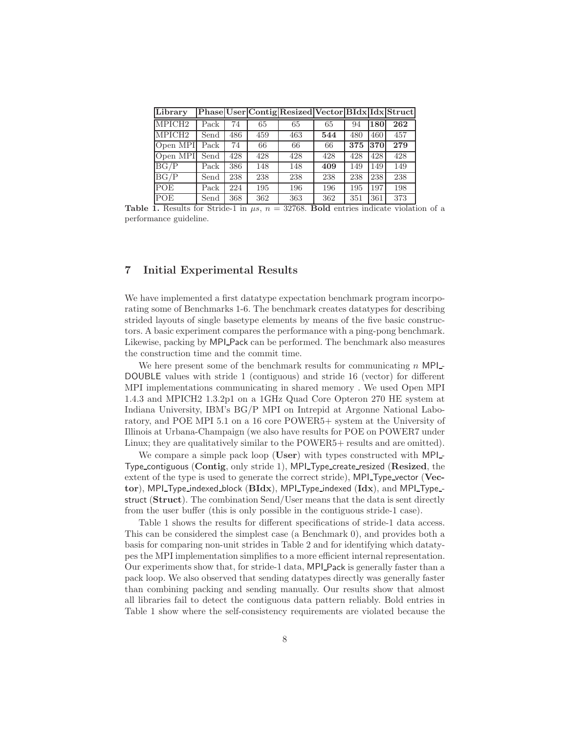| **Library** | **Phase** | **User** | **Contig** | **Resized** | **Vector** | **BIdx** | **Idx** | **Struct** |
|---|---|---|---|---|---|---|---|---|
| MPICH2 | Pack | 74 | 65 | 65 | 65 | 94 | **180** | **262** |
| MPICH2 | Send | 486 | 459 | 463 | **544** | 480 | 460 | 457 |
| Open MPI | Pack | 74 | 66 | 66 | 66 | **375** | **370** | **279** |
| Open MPI | Send | 428 | 428 | 428 | 428 | 428 | 428 | 428 |
| BG/P | Pack | 386 | 148 | 148 | **409** | 149 | 149 | 149 |
| BG/P | Send | 238 | 238 | 238 | 238 | 238 | 238 | 238 |
| POE | Pack | 224 | 195 | 196 | 196 | 195 | 197 | 198 |
| POE | Send | 368 | 362 | 363 | 362 | 351 | 361 | 373 |

**Table 1.** Results for Stride-1 in $\mu s$, $n = 32768$. **Bold** entries indicate violation of a performance guideline.

## 7 Initial Experimental Results

We have implemented a first datatype expectation benchmark program incorporating some of Benchmarks 1-6. The benchmark creates datatypes for describing strided layouts of single basetype elements by means of the five basic constructors. A basic experiment compares the performance with a ping-pong benchmark. Likewise, packing by MPI_Pack can be performed. The benchmark also measures the construction time and the commit time.

We here present some of the benchmark results for communicating $n$ MPI_DOUBLE values with stride 1 (contiguous) and stride 16 (vector) for different MPI implementations communicating in shared memory . We used Open MPI 1.4.3 and MPICH2 1.3.2p1 on a 1GHz Quad Core Opteron 270 HE system at Indiana University, IBM's BG/P MPI on Intrepid at Argonne National Laboratory, and POE MPI 5.1 on a 16 core POWER5+ system at the University of Illinois at Urbana-Champaign (we also have results for POE on POWER7 under Linux; they are qualitatively similar to the POWER5+ results and are omitted).

We compare a simple pack loop (**User**) with types constructed with MPI_Type_contiguous (**Contig**, only stride 1), MPI_Type_create_resized (**Resized**, the extent of the type is used to generate the correct stride), MPI_Type_vector (**Vector**), MPI_Type_indexed_block (**BIdx**), MPI_Type_indexed (**Idx**), and MPI_Type_struct (**Struct**). The combination Send/User means that the data is sent directly from the user buffer (this is only possible in the contiguous stride-1 case).

Table 1 shows the results for different specifications of stride-1 data access. This can be considered the simplest case (a Benchmark 0), and provides both a basis for comparing non-unit strides in Table 2 and for identifying which datatypes the MPI implementation simplifies to a more efficient internal representation. Our experiments show that, for stride-1 data, MPI_Pack is generally faster than a pack loop. We also observed that sending datatypes directly was generally faster than combining packing and sending manually. Our results show that almost all libraries fail to detect the contiguous data pattern reliably. Bold entries in Table 1 show where the self-consistency requirements are violated because the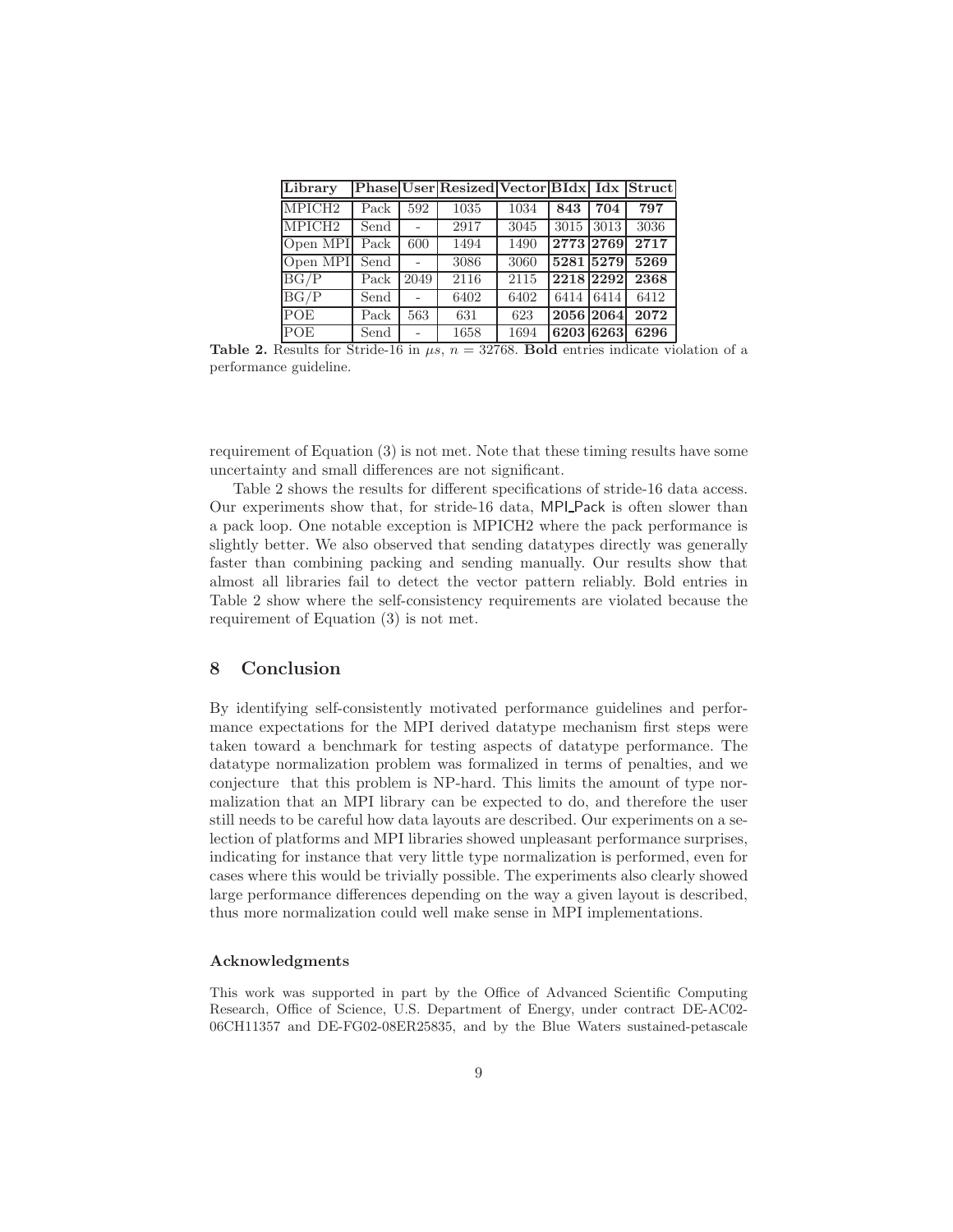| **Library** | **Phase** | **User** | **Resized** | **Vector** | **BIdx** | **Idx** | **Struct** |
|---|---|---|---|---|---|---|---|
| MPICH2 | Pack | 592 | 1035 | 1034 | **843** | **704** | **797** |
| MPICH2 | Send | - | 2917 | 3045 | 3015 | 3013 | 3036 |
| Open MPI | Pack | 600 | 1494 | 1490 | **2773** | **2769** | **2717** |
| Open MPI | Send | - | 3086 | 3060 | **5281** | **5279** | **5269** |
| BG/P | Pack | 2049 | 2116 | 2115 | **2218** | **2292** | **2368** |
| BG/P | Send | - | 6402 | 6402 | 6414 | 6414 | 6412 |
| POE | Pack | 563 | 631 | 623 | **2056** | **2064** | **2072** |
| POE | Send | - | 1658 | 1694 | **6203** | **6263** | **6296** |

**Table 2.** Results for Stride-16 in $\mu s$, $n = 32768$. **Bold** entries indicate violation of a performance guideline.

requirement of Equation (3) is not met. Note that these timing results have some uncertainty and small differences are not significant.

Table 2 shows the results for different specifications of stride-16 data access. Our experiments show that, for stride-16 data, MPI_Pack is often slower than a pack loop. One notable exception is MPICH2 where the pack performance is slightly better. We also observed that sending datatypes directly was generally faster than combining packing and sending manually. Our results show that almost all libraries fail to detect the vector pattern reliably. Bold entries in Table 2 show where the self-consistency requirements are violated because the requirement of Equation (3) is not met.

## 8 Conclusion

By identifying self-consistently motivated performance guidelines and performance expectations for the MPI derived datatype mechanism first steps were taken toward a benchmark for testing aspects of datatype performance. The datatype normalization problem was formalized in terms of penalties, and we conjecture that this problem is NP-hard. This limits the amount of type normalization that an MPI library can be expected to do, and therefore the user still needs to be careful how data layouts are described. Our experiments on a selection of platforms and MPI libraries showed unpleasant performance surprises, indicating for instance that very little type normalization is performed, even for cases where this would be trivially possible. The experiments also clearly showed large performance differences depending on the way a given layout is described, thus more normalization could well make sense in MPI implementations.

### Acknowledgments

This work was supported in part by the Office of Advanced Scientific Computing Research, Office of Science, U.S. Department of Energy, under contract DE-AC02-06CH11357 and DE-FG02-08ER25835, and by the Blue Waters sustained-petascale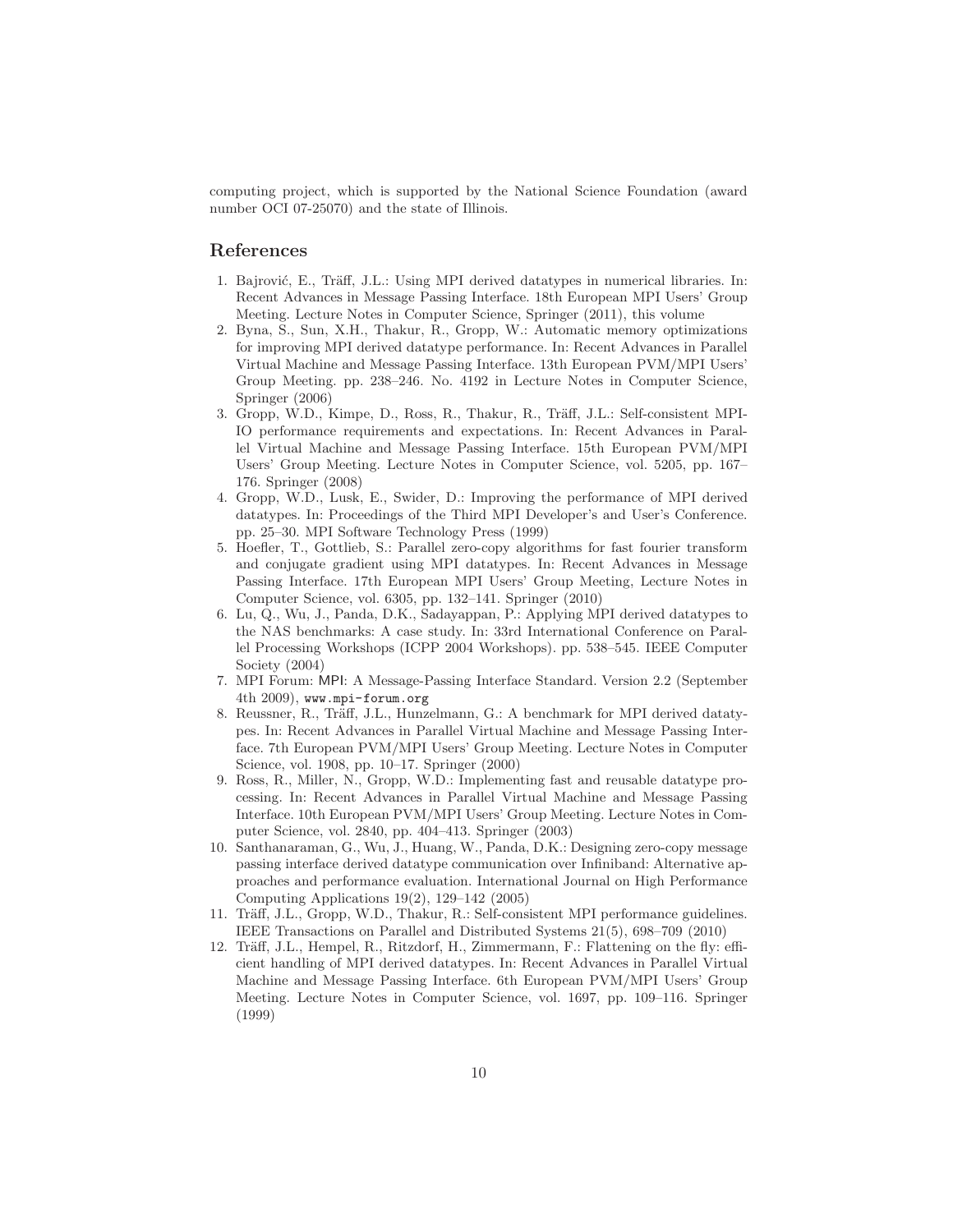computing project, which is supported by the National Science Foundation (award number OCI 07-25070) and the state of Illinois.

## References

1. Bajrović, E., Träff, J.L.: Using MPI derived datatypes in numerical libraries. In: Recent Advances in Message Passing Interface. 18th European MPI Users' Group Meeting. Lecture Notes in Computer Science, Springer (2011), this volume
2. Byna, S., Sun, X.H., Thakur, R., Gropp, W.: Automatic memory optimizations for improving MPI derived datatype performance. In: Recent Advances in Parallel Virtual Machine and Message Passing Interface. 13th European PVM/MPI Users' Group Meeting. pp. 238–246. No. 4192 in Lecture Notes in Computer Science, Springer (2006)
3. Gropp, W.D., Kimpe, D., Ross, R., Thakur, R., Träff, J.L.: Self-consistent MPI-IO performance requirements and expectations. In: Recent Advances in Parallel Virtual Machine and Message Passing Interface. 15th European PVM/MPI Users' Group Meeting. Lecture Notes in Computer Science, vol. 5205, pp. 167–176. Springer (2008)
4. Gropp, W.D., Lusk, E., Swider, D.: Improving the performance of MPI derived datatypes. In: Proceedings of the Third MPI Developer's and User's Conference. pp. 25–30. MPI Software Technology Press (1999)
5. Hoefler, T., Gottlieb, S.: Parallel zero-copy algorithms for fast fourier transform and conjugate gradient using MPI datatypes. In: Recent Advances in Message Passing Interface. 17th European MPI Users' Group Meeting, Lecture Notes in Computer Science, vol. 6305, pp. 132–141. Springer (2010)
6. Lu, Q., Wu, J., Panda, D.K., Sadayappan, P.: Applying MPI derived datatypes to the NAS benchmarks: A case study. In: 33rd International Conference on Parallel Processing Workshops (ICPP 2004 Workshops). pp. 538–545. IEEE Computer Society (2004)
7. MPI Forum: MPI: A Message-Passing Interface Standard. Version 2.2 (September 4th 2009), www.mpi-forum.org
8. Reussner, R., Träff, J.L., Hunzelmann, G.: A benchmark for MPI derived datatypes. In: Recent Advances in Parallel Virtual Machine and Message Passing Interface. 7th European PVM/MPI Users' Group Meeting. Lecture Notes in Computer Science, vol. 1908, pp. 10–17. Springer (2000)
9. Ross, R., Miller, N., Gropp, W.D.: Implementing fast and reusable datatype processing. In: Recent Advances in Parallel Virtual Machine and Message Passing Interface. 10th European PVM/MPI Users' Group Meeting. Lecture Notes in Computer Science, vol. 2840, pp. 404–413. Springer (2003)
10. Santhanaraman, G., Wu, J., Huang, W., Panda, D.K.: Designing zero-copy message passing interface derived datatype communication over Infiniband: Alternative approaches and performance evaluation. International Journal on High Performance Computing Applications 19(2), 129–142 (2005)
11. Träff, J.L., Gropp, W.D., Thakur, R.: Self-consistent MPI performance guidelines. IEEE Transactions on Parallel and Distributed Systems 21(5), 698–709 (2010)
12. Träff, J.L., Hempel, R., Ritzdorf, H., Zimmermann, F.: Flattening on the fly: efficient handling of MPI derived datatypes. In: Recent Advances in Parallel Virtual Machine and Message Passing Interface. 6th European PVM/MPI Users' Group Meeting. Lecture Notes in Computer Science, vol. 1697, pp. 109–116. Springer (1999)